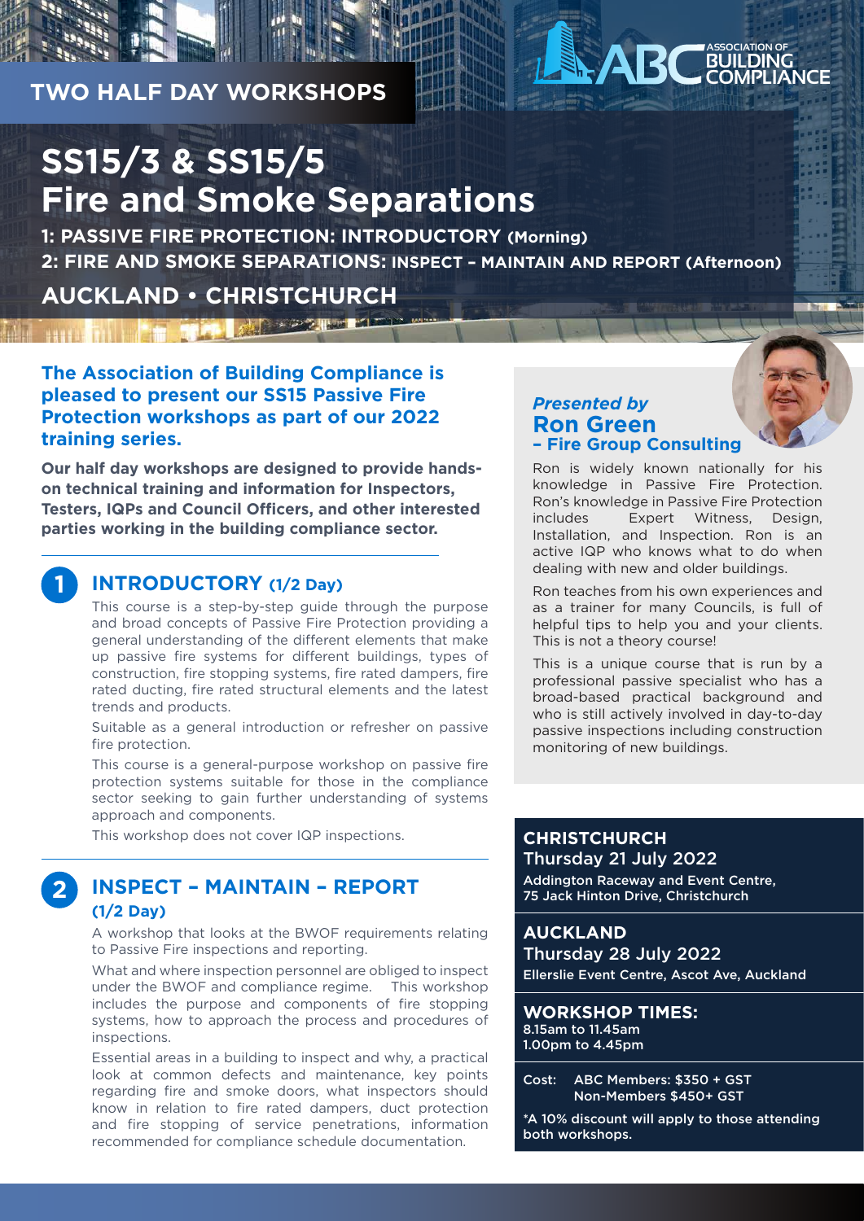## TWO HALF DAY WORKSHOPS

ASSOCIATION OF BUILDING COMPLIANCE

# SS15/3 & SS15/5 Fire and Smoke Separations

**1: PASSIVE FIRE PROTECTION: INTRODUCTORY (Morning)**

**2: FIRE AND SMOKE SEPARATIONS: INSPECT – MAINTAIN AND REPORT (Afternoon)**

## AUCKLAND • CHRISTCHURCH

**The Association of Building Compliance is pleased to present our SS15 Passive Fire Protection workshops as part of our 2022 training series.**

**Our half day workshops are designed to provide hands-on technical training and information for Inspectors, Testers, IQPs and Council Officers, and other interested parties working in the building compliance sector.**

### 1 INTRODUCTORY (1/2 Day)

This course is a step-by-step guide through the purpose and broad concepts of Passive Fire Protection providing a general understanding of the different elements that make up passive fire systems for different buildings, types of construction, fire stopping systems, fire rated dampers, fire rated ducting, fire rated structural elements and the latest trends and products.

Suitable as a general introduction or refresher on passive fire protection.

This course is a general-purpose workshop on passive fire protection systems suitable for those in the compliance sector seeking to gain further understanding of systems approach and components.

This workshop does not cover IQP inspections.

### 2 INSPECT – MAINTAIN – REPORT (1/2 Day)

A workshop that looks at the BWOF requirements relating to Passive Fire inspections and reporting.

What and where inspection personnel are obliged to inspect under the BWOF and compliance regime. This workshop includes the purpose and components of fire stopping systems, how to approach the process and procedures of inspections.

Essential areas in a building to inspect and why, a practical look at common defects and maintenance, key points regarding fire and smoke doors, what inspectors should know in relation to fire rated dampers, duct protection and fire stopping of service penetrations, information recommended for compliance schedule documentation.

*Presented by*
## Ron Green
### – Fire Group Consulting

Ron is widely known nationally for his knowledge in Passive Fire Protection. Ron's knowledge in Passive Fire Protection includes Expert Witness, Design, Installation, and Inspection. Ron is an active IQP who knows what to do when dealing with new and older buildings.

Ron teaches from his own experiences and as a trainer for many Councils, is full of helpful tips to help you and your clients. This is not a theory course!

This is a unique course that is run by a professional passive specialist who has a broad-based practical background and who is still actively involved in day-to-day passive inspections including construction monitoring of new buildings.

**CHRISTCHURCH**
Thursday 21 July 2022
Addington Raceway and Event Centre, 75 Jack Hinton Drive, Christchurch

**AUCKLAND**
Thursday 28 July 2022
Ellerslie Event Centre, Ascot Ave, Auckland

**WORKSHOP TIMES:**
8.15am to 11.45am
1.00pm to 4.45pm

Cost: ABC Members: $350 + GST
Non-Members $450+ GST

*A 10% discount will apply to those attending both workshops.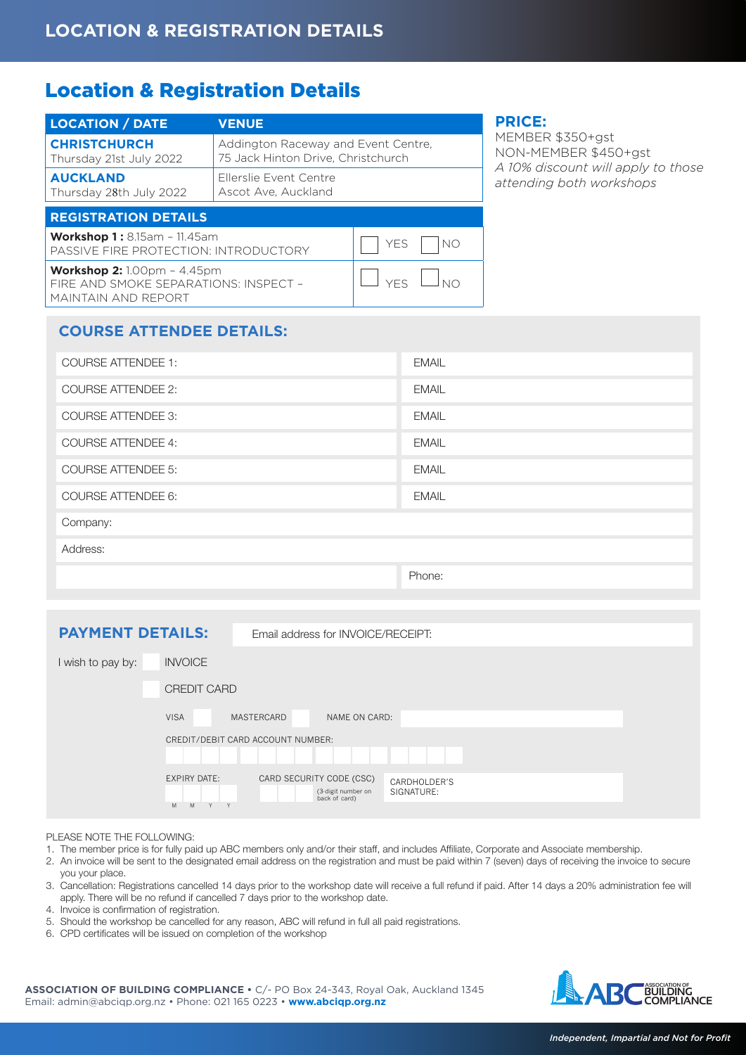# Location & Registration Details

| LOCATION / DATE | VENUE |
|---|---|
| **CHRISTCHURCH** Thursday 21st July 2022 | Addington Raceway and Event Centre, 75 Jack Hinton Drive, Christchurch |
| **AUCKLAND** Thursday 28th July 2022 | Ellerslie Event Centre Ascot Ave, Auckland |

**PRICE:**
MEMBER $350+gst
NON-MEMBER $450+gst
*A 10% discount will apply to those attending both workshops*

| REGISTRATION DETAILS | |
|---|---|
| **Workshop 1:** 8.15am – 11.45am PASSIVE FIRE PROTECTION: INTRODUCTORY | ☐ YES ☐ NO |
| **Workshop 2:** 1.00pm – 4.45pm FIRE AND SMOKE SEPARATIONS: INSPECT – MAINTAIN AND REPORT | ☐ YES ☐ NO |

## COURSE ATTENDEE DETAILS:

| | |
|---|---|
| COURSE ATTENDEE 1: | EMAIL |
| COURSE ATTENDEE 2: | EMAIL |
| COURSE ATTENDEE 3: | EMAIL |
| COURSE ATTENDEE 4: | EMAIL |
| COURSE ATTENDEE 5: | EMAIL |
| COURSE ATTENDEE 6: | EMAIL |

Company:

Address:

Phone:

## PAYMENT DETAILS:

Email address for INVOICE/RECEIPT:

I wish to pay by: ☐ INVOICE

☐ CREDIT CARD

VISA ☐ MASTERCARD ☐ NAME ON CARD:

CREDIT/DEBIT CARD ACCOUNT NUMBER:

EXPIRY DATE: M M Y Y

CARD SECURITY CODE (CSC) (3-digit number on back of card)

CARDHOLDER'S SIGNATURE:

PLEASE NOTE THE FOLLOWING:

1. The member price is for fully paid up ABC members only and/or their staff, and includes Affiliate, Corporate and Associate membership.
2. An invoice will be sent to the designated email address on the registration and must be paid within 7 (seven) days of receiving the invoice to secure you your place.
3. Cancellation: Registrations cancelled 14 days prior to the workshop date will receive a full refund if paid. After 14 days a 20% administration fee will apply. There will be no refund if cancelled 7 days prior to the workshop date.
4. Invoice is confirmation of registration.
5. Should the workshop be cancelled for any reason, ABC will refund in full all paid registrations.
6. CPD certificates will be issued on completion of the workshop

**ASSOCIATION OF BUILDING COMPLIANCE** • C/- PO Box 24-343, Royal Oak, Auckland 1345
Email: admin@abciqp.org.nz • Phone: 021 165 0223 • **www.abciqp.org.nz**

*Independent, Impartial and Not for Profit*